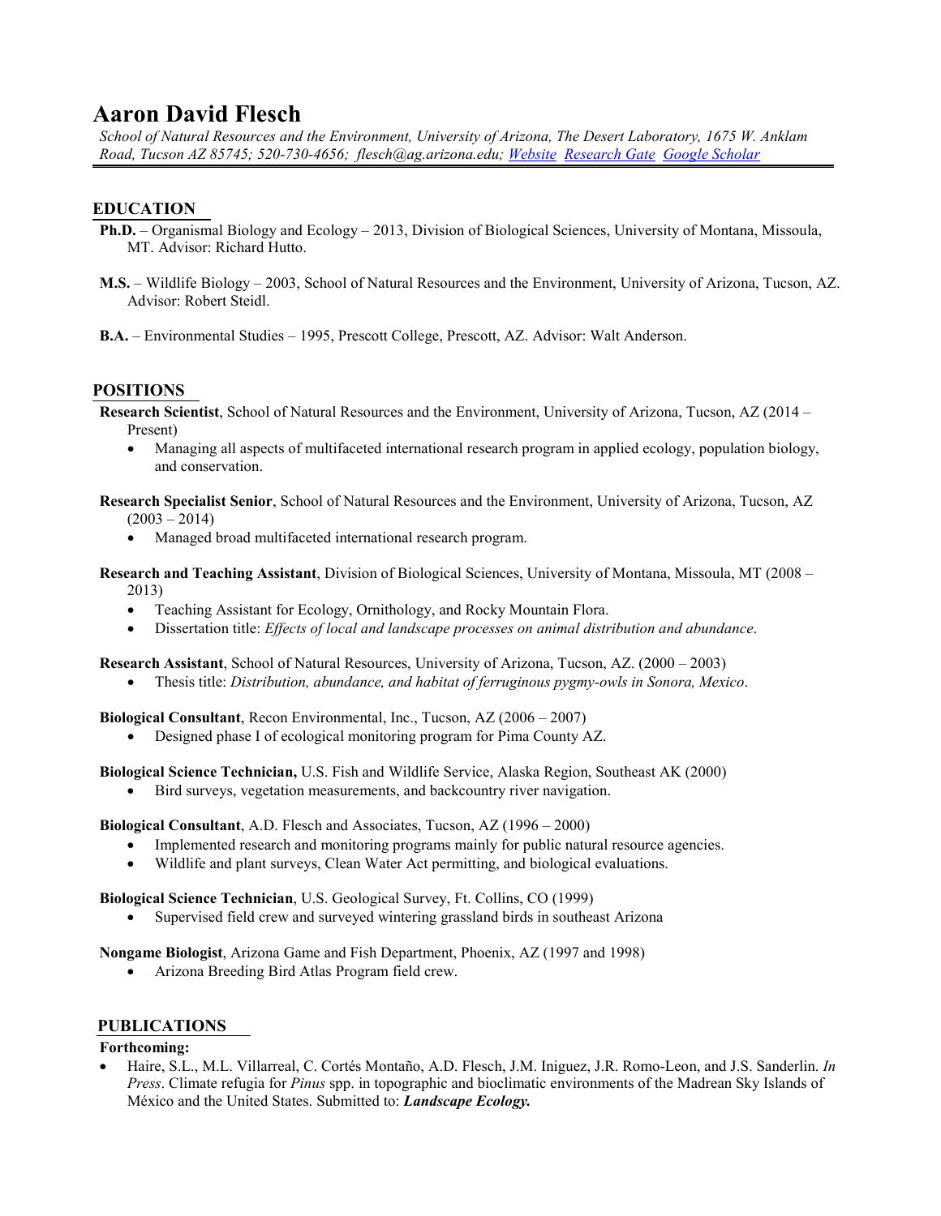# Aaron David Flesch

*School of Natural Resources and the Environment, University of Arizona, The Desert Laboratory, 1675 W. Anklam Road, Tucson AZ 85745; 520-730-4656; flesch@ag.arizona.edu; Website Research Gate Google Scholar*

## EDUCATION

**Ph.D.** – Organismal Biology and Ecology – 2013, Division of Biological Sciences, University of Montana, Missoula, MT. Advisor: Richard Hutto.

**M.S.** – Wildlife Biology – 2003, School of Natural Resources and the Environment, University of Arizona, Tucson, AZ. Advisor: Robert Steidl.

**B.A.** – Environmental Studies – 1995, Prescott College, Prescott, AZ. Advisor: Walt Anderson.

## POSITIONS

**Research Scientist**, School of Natural Resources and the Environment, University of Arizona, Tucson, AZ (2014 – Present)

- Managing all aspects of multifaceted international research program in applied ecology, population biology, and conservation.

**Research Specialist Senior**, School of Natural Resources and the Environment, University of Arizona, Tucson, AZ (2003 – 2014)

- Managed broad multifaceted international research program.

**Research and Teaching Assistant**, Division of Biological Sciences, University of Montana, Missoula, MT (2008 – 2013)

- Teaching Assistant for Ecology, Ornithology, and Rocky Mountain Flora.
- Dissertation title: *Effects of local and landscape processes on animal distribution and abundance*.

**Research Assistant**, School of Natural Resources, University of Arizona, Tucson, AZ. (2000 – 2003)

- Thesis title: *Distribution, abundance, and habitat of ferruginous pygmy-owls in Sonora, Mexico*.

**Biological Consultant**, Recon Environmental, Inc., Tucson, AZ (2006 – 2007)

- Designed phase I of ecological monitoring program for Pima County AZ.

**Biological Science Technician,** U.S. Fish and Wildlife Service, Alaska Region, Southeast AK (2000)

- Bird surveys, vegetation measurements, and backcountry river navigation.

**Biological Consultant**, A.D. Flesch and Associates, Tucson, AZ (1996 – 2000)

- Implemented research and monitoring programs mainly for public natural resource agencies.
- Wildlife and plant surveys, Clean Water Act permitting, and biological evaluations.

**Biological Science Technician**, U.S. Geological Survey, Ft. Collins, CO (1999)

- Supervised field crew and surveyed wintering grassland birds in southeast Arizona

**Nongame Biologist**, Arizona Game and Fish Department, Phoenix, AZ (1997 and 1998)

- Arizona Breeding Bird Atlas Program field crew.

## PUBLICATIONS

**Forthcoming:**

- Haire, S.L., M.L. Villarreal, C. Cortés Montaño, A.D. Flesch, J.M. Iniguez, J.R. Romo-Leon, and J.S. Sanderlin. *In Press*. Climate refugia for *Pinus* spp. in topographic and bioclimatic environments of the Madrean Sky Islands of México and the United States. Submitted to: ***Landscape Ecology.***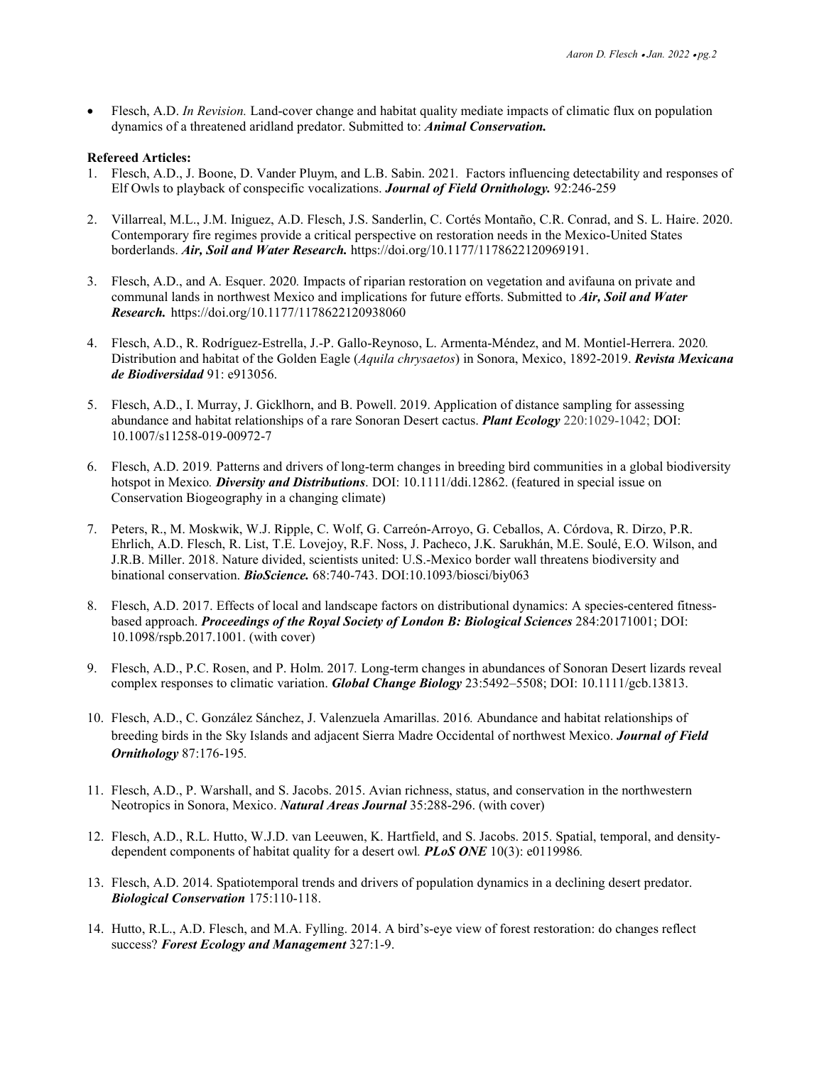- Flesch, A.D. *In Revision.* Land-cover change and habitat quality mediate impacts of climatic flux on population dynamics of a threatened aridland predator. Submitted to: ***Animal Conservation.***

**Refereed Articles:**

1. Flesch, A.D., J. Boone, D. Vander Pluym, and L.B. Sabin. 2021. Factors influencing detectability and responses of Elf Owls to playback of conspecific vocalizations. ***Journal of Field Ornithology.*** 92:246-259

2. Villarreal, M.L., J.M. Iniguez, A.D. Flesch, J.S. Sanderlin, C. Cortés Montaño, C.R. Conrad, and S. L. Haire. 2020. Contemporary fire regimes provide a critical perspective on restoration needs in the Mexico-United States borderlands. ***Air, Soil and Water Research.*** https://doi.org/10.1177/1178622120969191.

3. Flesch, A.D., and A. Esquer. 2020. Impacts of riparian restoration on vegetation and avifauna on private and communal lands in northwest Mexico and implications for future efforts. Submitted to ***Air, Soil and Water Research.*** https://doi.org/10.1177/1178622120938060

4. Flesch, A.D., R. Rodríguez-Estrella, J.-P. Gallo-Reynoso, L. Armenta-Méndez, and M. Montiel-Herrera. 2020. Distribution and habitat of the Golden Eagle (*Aquila chrysaetos*) in Sonora, Mexico, 1892-2019. ***Revista Mexicana de Biodiversidad*** 91: e913056.

5. Flesch, A.D., I. Murray, J. Gicklhorn, and B. Powell. 2019. Application of distance sampling for assessing abundance and habitat relationships of a rare Sonoran Desert cactus. ***Plant Ecology*** 220:1029-1042; DOI: 10.1007/s11258-019-00972-7

6. Flesch, A.D. 2019. Patterns and drivers of long-term changes in breeding bird communities in a global biodiversity hotspot in Mexico. ***Diversity and Distributions***. DOI: 10.1111/ddi.12862. (featured in special issue on Conservation Biogeography in a changing climate)

7. Peters, R., M. Moskwik, W.J. Ripple, C. Wolf, G. Carreón-Arroyo, G. Ceballos, A. Córdova, R. Dirzo, P.R. Ehrlich, A.D. Flesch, R. List, T.E. Lovejoy, R.F. Noss, J. Pacheco, J.K. Sarukhán, M.E. Soulé, E.O. Wilson, and J.R.B. Miller. 2018. Nature divided, scientists united: U.S.-Mexico border wall threatens biodiversity and binational conservation. ***BioScience.*** 68:740-743. DOI:10.1093/biosci/biy063

8. Flesch, A.D. 2017. Effects of local and landscape factors on distributional dynamics: A species-centered fitness-based approach. ***Proceedings of the Royal Society of London B: Biological Sciences*** 284:20171001; DOI: 10.1098/rspb.2017.1001. (with cover)

9. Flesch, A.D., P.C. Rosen, and P. Holm. 2017. Long-term changes in abundances of Sonoran Desert lizards reveal complex responses to climatic variation. ***Global Change Biology*** 23:5492–5508; DOI: 10.1111/gcb.13813.

10. Flesch, A.D., C. González Sánchez, J. Valenzuela Amarillas. 2016. Abundance and habitat relationships of breeding birds in the Sky Islands and adjacent Sierra Madre Occidental of northwest Mexico. ***Journal of Field Ornithology*** 87:176-195.

11. Flesch, A.D., P. Warshall, and S. Jacobs. 2015. Avian richness, status, and conservation in the northwestern Neotropics in Sonora, Mexico. ***Natural Areas Journal*** 35:288-296. (with cover)

12. Flesch, A.D., R.L. Hutto, W.J.D. van Leeuwen, K. Hartfield, and S. Jacobs. 2015. Spatial, temporal, and density-dependent components of habitat quality for a desert owl. ***PLoS ONE*** 10(3): e0119986.

13. Flesch, A.D. 2014. Spatiotemporal trends and drivers of population dynamics in a declining desert predator. ***Biological Conservation*** 175:110-118.

14. Hutto, R.L., A.D. Flesch, and M.A. Fylling. 2014. A bird's-eye view of forest restoration: do changes reflect success? ***Forest Ecology and Management*** 327:1-9.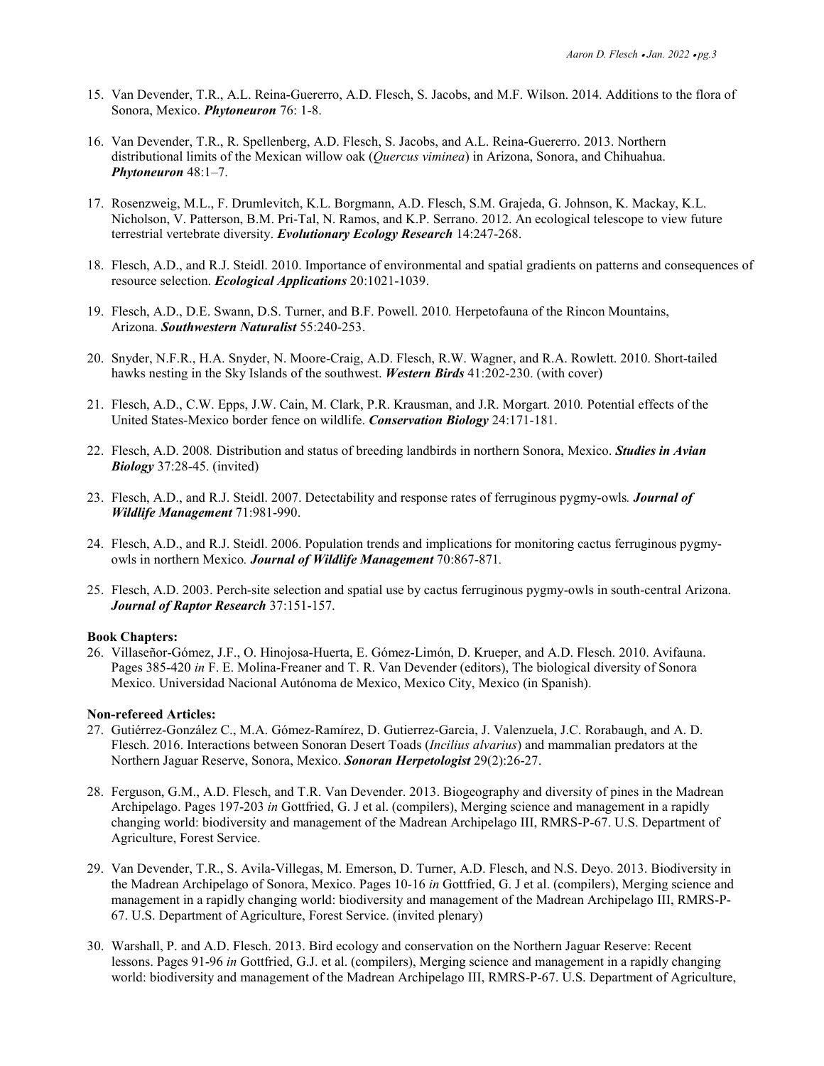15. Van Devender, T.R., A.L. Reina-Guererro, A.D. Flesch, S. Jacobs, and M.F. Wilson. 2014. Additions to the flora of Sonora, Mexico. ***Phytoneuron*** 76: 1-8.

16. Van Devender, T.R., R. Spellenberg, A.D. Flesch, S. Jacobs, and A.L. Reina-Guererro. 2013. Northern distributional limits of the Mexican willow oak (*Quercus viminea*) in Arizona, Sonora, and Chihuahua. ***Phytoneuron*** 48:1–7.

17. Rosenzweig, M.L., F. Drumlevitch, K.L. Borgmann, A.D. Flesch, S.M. Grajeda, G. Johnson, K. Mackay, K.L. Nicholson, V. Patterson, B.M. Pri-Tal, N. Ramos, and K.P. Serrano. 2012. An ecological telescope to view future terrestrial vertebrate diversity. ***Evolutionary Ecology Research*** 14:247-268.

18. Flesch, A.D., and R.J. Steidl. 2010. Importance of environmental and spatial gradients on patterns and consequences of resource selection. ***Ecological Applications*** 20:1021-1039.

19. Flesch, A.D., D.E. Swann, D.S. Turner, and B.F. Powell. 2010. Herpetofauna of the Rincon Mountains, Arizona. ***Southwestern Naturalist*** 55:240-253.

20. Snyder, N.F.R., H.A. Snyder, N. Moore-Craig, A.D. Flesch, R.W. Wagner, and R.A. Rowlett. 2010. Short-tailed hawks nesting in the Sky Islands of the southwest. ***Western Birds*** 41:202-230. (with cover)

21. Flesch, A.D., C.W. Epps, J.W. Cain, M. Clark, P.R. Krausman, and J.R. Morgart. 2010. Potential effects of the United States-Mexico border fence on wildlife. ***Conservation Biology*** 24:171-181.

22. Flesch, A.D. 2008. Distribution and status of breeding landbirds in northern Sonora, Mexico. ***Studies in Avian Biology*** 37:28-45. (invited)

23. Flesch, A.D., and R.J. Steidl. 2007. Detectability and response rates of ferruginous pygmy-owls. ***Journal of Wildlife Management*** 71:981-990.

24. Flesch, A.D., and R.J. Steidl. 2006. Population trends and implications for monitoring cactus ferruginous pygmy-owls in northern Mexico. ***Journal of Wildlife Management*** 70:867-871.

25. Flesch, A.D. 2003. Perch-site selection and spatial use by cactus ferruginous pygmy-owls in south-central Arizona. ***Journal of Raptor Research*** 37:151-157.

**Book Chapters:**

26. Villaseñor-Gómez, J.F., O. Hinojosa-Huerta, E. Gómez-Limón, D. Krueper, and A.D. Flesch. 2010. Avifauna. Pages 385-420 *in* F. E. Molina-Freaner and T. R. Van Devender (editors), The biological diversity of Sonora Mexico. Universidad Nacional Autónoma de Mexico, Mexico City, Mexico (in Spanish).

**Non-refereed Articles:**

27. Gutiérrez-González C., M.A. Gómez-Ramírez, D. Gutierrez-Garcia, J. Valenzuela, J.C. Rorabaugh, and A. D. Flesch. 2016. Interactions between Sonoran Desert Toads (*Incilius alvarius*) and mammalian predators at the Northern Jaguar Reserve, Sonora, Mexico. ***Sonoran Herpetologist*** 29(2):26-27.

28. Ferguson, G.M., A.D. Flesch, and T.R. Van Devender. 2013. Biogeography and diversity of pines in the Madrean Archipelago. Pages 197-203 *in* Gottfried, G. J et al. (compilers), Merging science and management in a rapidly changing world: biodiversity and management of the Madrean Archipelago III, RMRS-P-67. U.S. Department of Agriculture, Forest Service.

29. Van Devender, T.R., S. Avila-Villegas, M. Emerson, D. Turner, A.D. Flesch, and N.S. Deyo. 2013. Biodiversity in the Madrean Archipelago of Sonora, Mexico. Pages 10-16 *in* Gottfried, G. J et al. (compilers), Merging science and management in a rapidly changing world: biodiversity and management of the Madrean Archipelago III, RMRS-P-67. U.S. Department of Agriculture, Forest Service. (invited plenary)

30. Warshall, P. and A.D. Flesch. 2013. Bird ecology and conservation on the Northern Jaguar Reserve: Recent lessons. Pages 91-96 *in* Gottfried, G.J. et al. (compilers), Merging science and management in a rapidly changing world: biodiversity and management of the Madrean Archipelago III, RMRS-P-67. U.S. Department of Agriculture,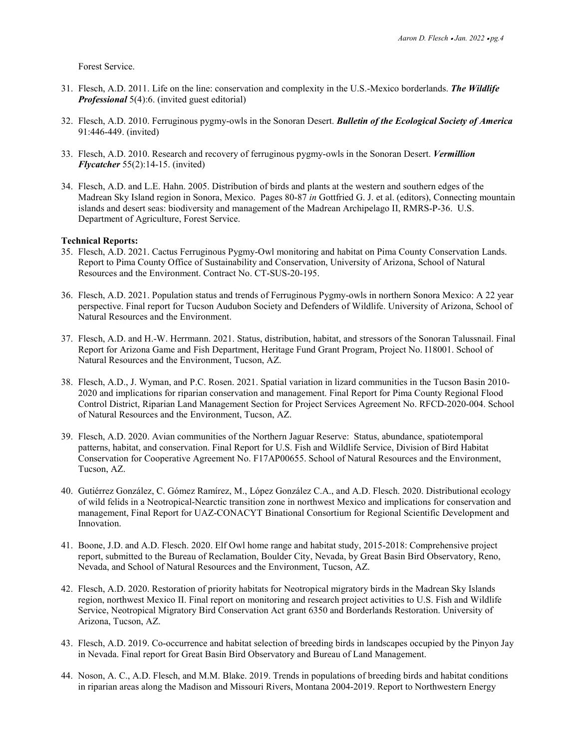Forest Service.

31. Flesch, A.D. 2011. Life on the line: conservation and complexity in the U.S.-Mexico borderlands. ***The Wildlife Professional*** 5(4):6. (invited guest editorial)

32. Flesch, A.D. 2010. Ferruginous pygmy-owls in the Sonoran Desert. ***Bulletin of the Ecological Society of America*** 91:446-449. (invited)

33. Flesch, A.D. 2010. Research and recovery of ferruginous pygmy-owls in the Sonoran Desert. ***Vermillion Flycatcher*** 55(2):14-15. (invited)

34. Flesch, A.D. and L.E. Hahn. 2005. Distribution of birds and plants at the western and southern edges of the Madrean Sky Island region in Sonora, Mexico. Pages 80-87 *in* Gottfried G. J. et al. (editors), Connecting mountain islands and desert seas: biodiversity and management of the Madrean Archipelago II, RMRS-P-36. U.S. Department of Agriculture, Forest Service.

**Technical Reports:**

35. Flesch, A.D. 2021. Cactus Ferruginous Pygmy-Owl monitoring and habitat on Pima County Conservation Lands. Report to Pima County Office of Sustainability and Conservation, University of Arizona, School of Natural Resources and the Environment. Contract No. CT-SUS-20-195.

36. Flesch, A.D. 2021. Population status and trends of Ferruginous Pygmy-owls in northern Sonora Mexico: A 22 year perspective. Final report for Tucson Audubon Society and Defenders of Wildlife. University of Arizona, School of Natural Resources and the Environment.

37. Flesch, A.D. and H.-W. Herrmann. 2021. Status, distribution, habitat, and stressors of the Sonoran Talussnail. Final Report for Arizona Game and Fish Department, Heritage Fund Grant Program, Project No. I18001. School of Natural Resources and the Environment, Tucson, AZ.

38. Flesch, A.D., J. Wyman, and P.C. Rosen. 2021. Spatial variation in lizard communities in the Tucson Basin 2010-2020 and implications for riparian conservation and management. Final Report for Pima County Regional Flood Control District, Riparian Land Management Section for Project Services Agreement No. RFCD-2020-004. School of Natural Resources and the Environment, Tucson, AZ.

39. Flesch, A.D. 2020. Avian communities of the Northern Jaguar Reserve: Status, abundance, spatiotemporal patterns, habitat, and conservation. Final Report for U.S. Fish and Wildlife Service, Division of Bird Habitat Conservation for Cooperative Agreement No. F17AP00655. School of Natural Resources and the Environment, Tucson, AZ.

40. Gutiérrez González, C. Gómez Ramírez, M., López González C.A., and A.D. Flesch. 2020. Distributional ecology of wild felids in a Neotropical-Nearctic transition zone in northwest Mexico and implications for conservation and management, Final Report for UAZ-CONACYT Binational Consortium for Regional Scientific Development and Innovation.

41. Boone, J.D. and A.D. Flesch. 2020. Elf Owl home range and habitat study, 2015-2018: Comprehensive project report, submitted to the Bureau of Reclamation, Boulder City, Nevada, by Great Basin Bird Observatory, Reno, Nevada, and School of Natural Resources and the Environment, Tucson, AZ.

42. Flesch, A.D. 2020. Restoration of priority habitats for Neotropical migratory birds in the Madrean Sky Islands region, northwest Mexico II. Final report on monitoring and research project activities to U.S. Fish and Wildlife Service, Neotropical Migratory Bird Conservation Act grant 6350 and Borderlands Restoration. University of Arizona, Tucson, AZ.

43. Flesch, A.D. 2019. Co-occurrence and habitat selection of breeding birds in landscapes occupied by the Pinyon Jay in Nevada. Final report for Great Basin Bird Observatory and Bureau of Land Management.

44. Noson, A. C., A.D. Flesch, and M.M. Blake. 2019. Trends in populations of breeding birds and habitat conditions in riparian areas along the Madison and Missouri Rivers, Montana 2004-2019. Report to Northwestern Energy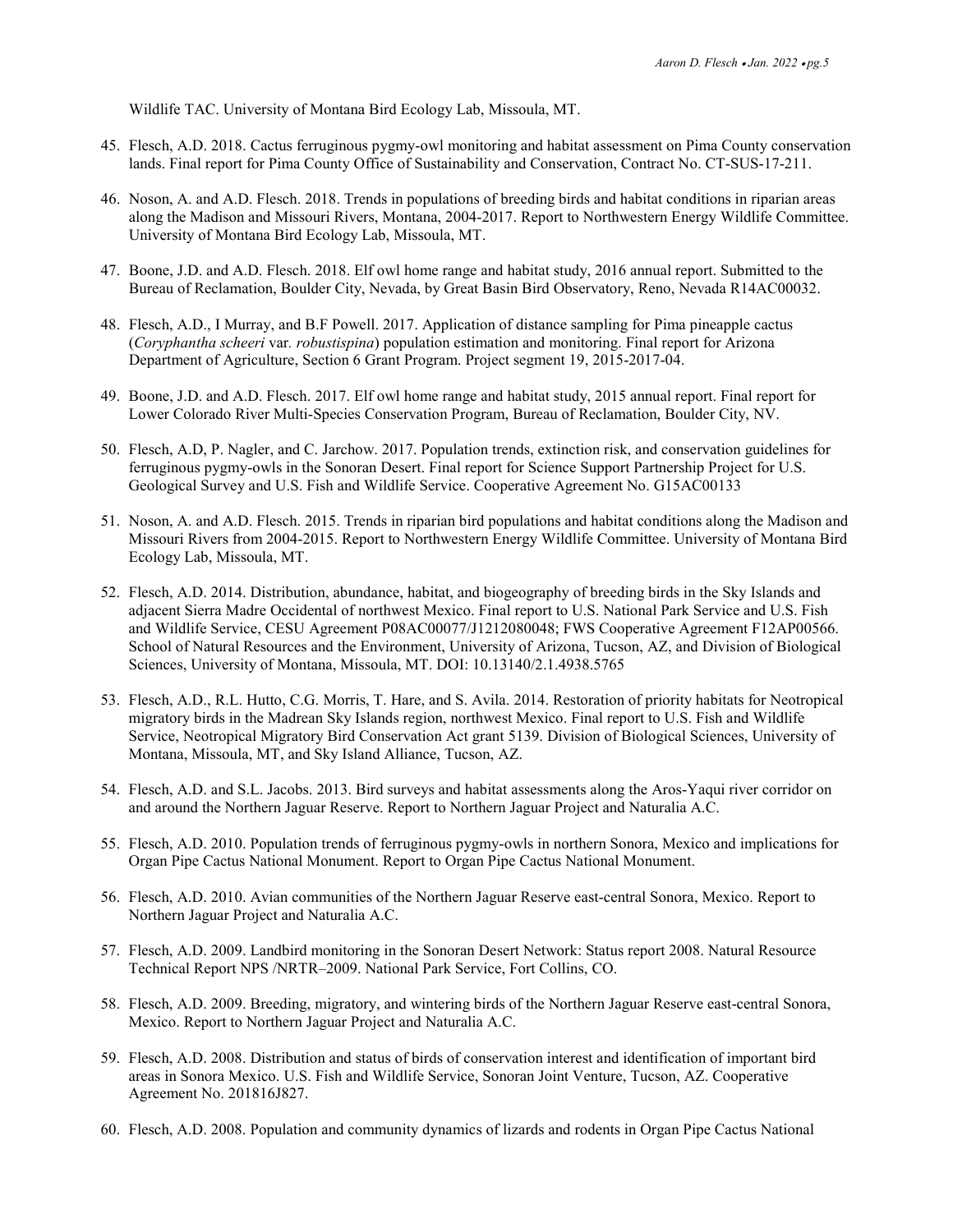Wildlife TAC. University of Montana Bird Ecology Lab, Missoula, MT.

45. Flesch, A.D. 2018. Cactus ferruginous pygmy-owl monitoring and habitat assessment on Pima County conservation lands. Final report for Pima County Office of Sustainability and Conservation, Contract No. CT-SUS-17-211.

46. Noson, A. and A.D. Flesch. 2018. Trends in populations of breeding birds and habitat conditions in riparian areas along the Madison and Missouri Rivers, Montana, 2004-2017. Report to Northwestern Energy Wildlife Committee. University of Montana Bird Ecology Lab, Missoula, MT.

47. Boone, J.D. and A.D. Flesch. 2018. Elf owl home range and habitat study, 2016 annual report. Submitted to the Bureau of Reclamation, Boulder City, Nevada, by Great Basin Bird Observatory, Reno, Nevada R14AC00032.

48. Flesch, A.D., I Murray, and B.F Powell. 2017. Application of distance sampling for Pima pineapple cactus (*Coryphantha scheeri* var. *robustispina*) population estimation and monitoring. Final report for Arizona Department of Agriculture, Section 6 Grant Program. Project segment 19, 2015-2017-04.

49. Boone, J.D. and A.D. Flesch. 2017. Elf owl home range and habitat study, 2015 annual report. Final report for Lower Colorado River Multi-Species Conservation Program, Bureau of Reclamation, Boulder City, NV.

50. Flesch, A.D, P. Nagler, and C. Jarchow. 2017. Population trends, extinction risk, and conservation guidelines for ferruginous pygmy-owls in the Sonoran Desert. Final report for Science Support Partnership Project for U.S. Geological Survey and U.S. Fish and Wildlife Service. Cooperative Agreement No. G15AC00133

51. Noson, A. and A.D. Flesch. 2015. Trends in riparian bird populations and habitat conditions along the Madison and Missouri Rivers from 2004-2015. Report to Northwestern Energy Wildlife Committee. University of Montana Bird Ecology Lab, Missoula, MT.

52. Flesch, A.D. 2014. Distribution, abundance, habitat, and biogeography of breeding birds in the Sky Islands and adjacent Sierra Madre Occidental of northwest Mexico. Final report to U.S. National Park Service and U.S. Fish and Wildlife Service, CESU Agreement P08AC00077/J1212080048; FWS Cooperative Agreement F12AP00566. School of Natural Resources and the Environment, University of Arizona, Tucson, AZ, and Division of Biological Sciences, University of Montana, Missoula, MT. DOI: 10.13140/2.1.4938.5765

53. Flesch, A.D., R.L. Hutto, C.G. Morris, T. Hare, and S. Avila. 2014. Restoration of priority habitats for Neotropical migratory birds in the Madrean Sky Islands region, northwest Mexico. Final report to U.S. Fish and Wildlife Service, Neotropical Migratory Bird Conservation Act grant 5139. Division of Biological Sciences, University of Montana, Missoula, MT, and Sky Island Alliance, Tucson, AZ.

54. Flesch, A.D. and S.L. Jacobs. 2013. Bird surveys and habitat assessments along the Aros-Yaqui river corridor on and around the Northern Jaguar Reserve. Report to Northern Jaguar Project and Naturalia A.C.

55. Flesch, A.D. 2010. Population trends of ferruginous pygmy-owls in northern Sonora, Mexico and implications for Organ Pipe Cactus National Monument. Report to Organ Pipe Cactus National Monument.

56. Flesch, A.D. 2010. Avian communities of the Northern Jaguar Reserve east-central Sonora, Mexico. Report to Northern Jaguar Project and Naturalia A.C.

57. Flesch, A.D. 2009. Landbird monitoring in the Sonoran Desert Network: Status report 2008. Natural Resource Technical Report NPS /NRTR–2009. National Park Service, Fort Collins, CO.

58. Flesch, A.D. 2009. Breeding, migratory, and wintering birds of the Northern Jaguar Reserve east-central Sonora, Mexico. Report to Northern Jaguar Project and Naturalia A.C.

59. Flesch, A.D. 2008. Distribution and status of birds of conservation interest and identification of important bird areas in Sonora Mexico. U.S. Fish and Wildlife Service, Sonoran Joint Venture, Tucson, AZ. Cooperative Agreement No. 201816J827.

60. Flesch, A.D. 2008. Population and community dynamics of lizards and rodents in Organ Pipe Cactus National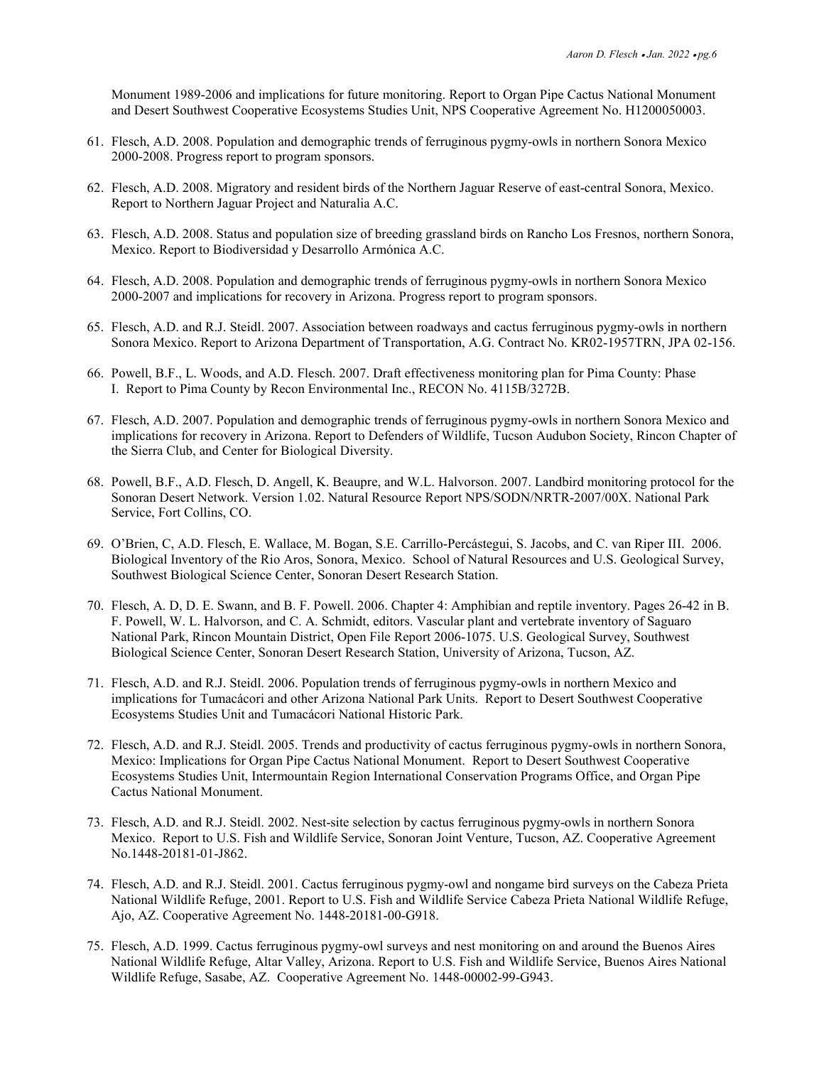Monument 1989-2006 and implications for future monitoring. Report to Organ Pipe Cactus National Monument and Desert Southwest Cooperative Ecosystems Studies Unit, NPS Cooperative Agreement No. H1200050003.

61. Flesch, A.D. 2008. Population and demographic trends of ferruginous pygmy-owls in northern Sonora Mexico 2000-2008. Progress report to program sponsors.

62. Flesch, A.D. 2008. Migratory and resident birds of the Northern Jaguar Reserve of east-central Sonora, Mexico. Report to Northern Jaguar Project and Naturalia A.C.

63. Flesch, A.D. 2008. Status and population size of breeding grassland birds on Rancho Los Fresnos, northern Sonora, Mexico. Report to Biodiversidad y Desarrollo Armónica A.C.

64. Flesch, A.D. 2008. Population and demographic trends of ferruginous pygmy-owls in northern Sonora Mexico 2000-2007 and implications for recovery in Arizona. Progress report to program sponsors.

65. Flesch, A.D. and R.J. Steidl. 2007. Association between roadways and cactus ferruginous pygmy-owls in northern Sonora Mexico. Report to Arizona Department of Transportation, A.G. Contract No. KR02-1957TRN, JPA 02-156.

66. Powell, B.F., L. Woods, and A.D. Flesch. 2007. Draft effectiveness monitoring plan for Pima County: Phase I. Report to Pima County by Recon Environmental Inc., RECON No. 4115B/3272B.

67. Flesch, A.D. 2007. Population and demographic trends of ferruginous pygmy-owls in northern Sonora Mexico and implications for recovery in Arizona. Report to Defenders of Wildlife, Tucson Audubon Society, Rincon Chapter of the Sierra Club, and Center for Biological Diversity.

68. Powell, B.F., A.D. Flesch, D. Angell, K. Beaupre, and W.L. Halvorson. 2007. Landbird monitoring protocol for the Sonoran Desert Network. Version 1.02. Natural Resource Report NPS/SODN/NRTR-2007/00X. National Park Service, Fort Collins, CO.

69. O'Brien, C, A.D. Flesch, E. Wallace, M. Bogan, S.E. Carrillo-Percástegui, S. Jacobs, and C. van Riper III. 2006. Biological Inventory of the Rio Aros, Sonora, Mexico. School of Natural Resources and U.S. Geological Survey, Southwest Biological Science Center, Sonoran Desert Research Station.

70. Flesch, A. D, D. E. Swann, and B. F. Powell. 2006. Chapter 4: Amphibian and reptile inventory. Pages 26-42 in B. F. Powell, W. L. Halvorson, and C. A. Schmidt, editors. Vascular plant and vertebrate inventory of Saguaro National Park, Rincon Mountain District, Open File Report 2006-1075. U.S. Geological Survey, Southwest Biological Science Center, Sonoran Desert Research Station, University of Arizona, Tucson, AZ.

71. Flesch, A.D. and R.J. Steidl. 2006. Population trends of ferruginous pygmy-owls in northern Mexico and implications for Tumacácori and other Arizona National Park Units. Report to Desert Southwest Cooperative Ecosystems Studies Unit and Tumacácori National Historic Park.

72. Flesch, A.D. and R.J. Steidl. 2005. Trends and productivity of cactus ferruginous pygmy-owls in northern Sonora, Mexico: Implications for Organ Pipe Cactus National Monument. Report to Desert Southwest Cooperative Ecosystems Studies Unit, Intermountain Region International Conservation Programs Office, and Organ Pipe Cactus National Monument.

73. Flesch, A.D. and R.J. Steidl. 2002. Nest-site selection by cactus ferruginous pygmy-owls in northern Sonora Mexico. Report to U.S. Fish and Wildlife Service, Sonoran Joint Venture, Tucson, AZ. Cooperative Agreement No.1448-20181-01-J862.

74. Flesch, A.D. and R.J. Steidl. 2001. Cactus ferruginous pygmy-owl and nongame bird surveys on the Cabeza Prieta National Wildlife Refuge, 2001. Report to U.S. Fish and Wildlife Service Cabeza Prieta National Wildlife Refuge, Ajo, AZ. Cooperative Agreement No. 1448-20181-00-G918.

75. Flesch, A.D. 1999. Cactus ferruginous pygmy-owl surveys and nest monitoring on and around the Buenos Aires National Wildlife Refuge, Altar Valley, Arizona. Report to U.S. Fish and Wildlife Service, Buenos Aires National Wildlife Refuge, Sasabe, AZ. Cooperative Agreement No. 1448-00002-99-G943.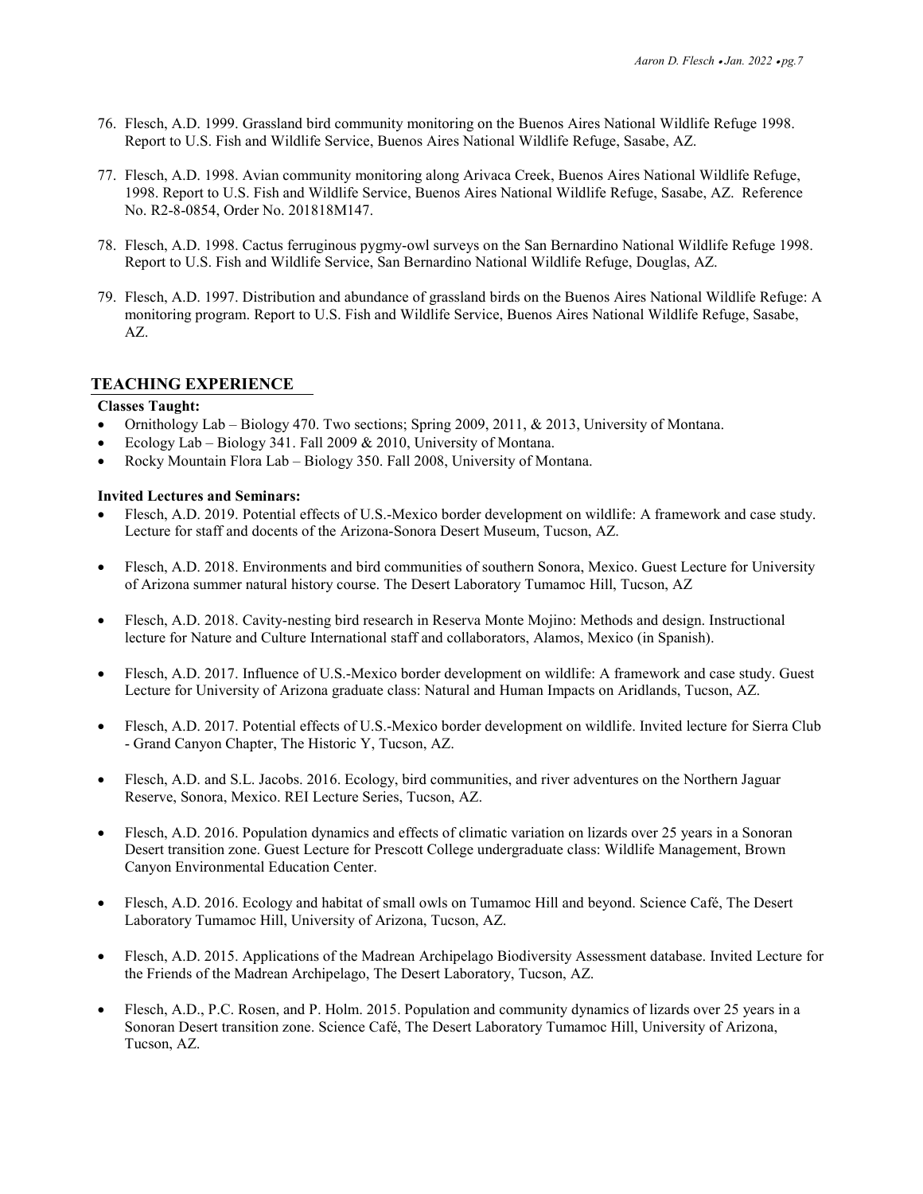76. Flesch, A.D. 1999. Grassland bird community monitoring on the Buenos Aires National Wildlife Refuge 1998. Report to U.S. Fish and Wildlife Service, Buenos Aires National Wildlife Refuge, Sasabe, AZ.

77. Flesch, A.D. 1998. Avian community monitoring along Arivaca Creek, Buenos Aires National Wildlife Refuge, 1998. Report to U.S. Fish and Wildlife Service, Buenos Aires National Wildlife Refuge, Sasabe, AZ. Reference No. R2-8-0854, Order No. 201818M147.

78. Flesch, A.D. 1998. Cactus ferruginous pygmy-owl surveys on the San Bernardino National Wildlife Refuge 1998. Report to U.S. Fish and Wildlife Service, San Bernardino National Wildlife Refuge, Douglas, AZ.

79. Flesch, A.D. 1997. Distribution and abundance of grassland birds on the Buenos Aires National Wildlife Refuge: A monitoring program. Report to U.S. Fish and Wildlife Service, Buenos Aires National Wildlife Refuge, Sasabe, AZ.

## TEACHING EXPERIENCE

**Classes Taught:**

- Ornithology Lab – Biology 470. Two sections; Spring 2009, 2011, & 2013, University of Montana.
- Ecology Lab – Biology 341. Fall 2009 & 2010, University of Montana.
- Rocky Mountain Flora Lab – Biology 350. Fall 2008, University of Montana.

**Invited Lectures and Seminars:**

- Flesch, A.D. 2019. Potential effects of U.S.-Mexico border development on wildlife: A framework and case study. Lecture for staff and docents of the Arizona-Sonora Desert Museum, Tucson, AZ.

- Flesch, A.D. 2018. Environments and bird communities of southern Sonora, Mexico. Guest Lecture for University of Arizona summer natural history course. The Desert Laboratory Tumamoc Hill, Tucson, AZ

- Flesch, A.D. 2018. Cavity-nesting bird research in Reserva Monte Mojino: Methods and design. Instructional lecture for Nature and Culture International staff and collaborators, Alamos, Mexico (in Spanish).

- Flesch, A.D. 2017. Influence of U.S.-Mexico border development on wildlife: A framework and case study. Guest Lecture for University of Arizona graduate class: Natural and Human Impacts on Aridlands, Tucson, AZ.

- Flesch, A.D. 2017. Potential effects of U.S.-Mexico border development on wildlife. Invited lecture for Sierra Club - Grand Canyon Chapter, The Historic Y, Tucson, AZ.

- Flesch, A.D. and S.L. Jacobs. 2016. Ecology, bird communities, and river adventures on the Northern Jaguar Reserve, Sonora, Mexico. REI Lecture Series, Tucson, AZ.

- Flesch, A.D. 2016. Population dynamics and effects of climatic variation on lizards over 25 years in a Sonoran Desert transition zone. Guest Lecture for Prescott College undergraduate class: Wildlife Management, Brown Canyon Environmental Education Center.

- Flesch, A.D. 2016. Ecology and habitat of small owls on Tumamoc Hill and beyond. Science Café, The Desert Laboratory Tumamoc Hill, University of Arizona, Tucson, AZ.

- Flesch, A.D. 2015. Applications of the Madrean Archipelago Biodiversity Assessment database. Invited Lecture for the Friends of the Madrean Archipelago, The Desert Laboratory, Tucson, AZ.

- Flesch, A.D., P.C. Rosen, and P. Holm. 2015. Population and community dynamics of lizards over 25 years in a Sonoran Desert transition zone. Science Café, The Desert Laboratory Tumamoc Hill, University of Arizona, Tucson, AZ.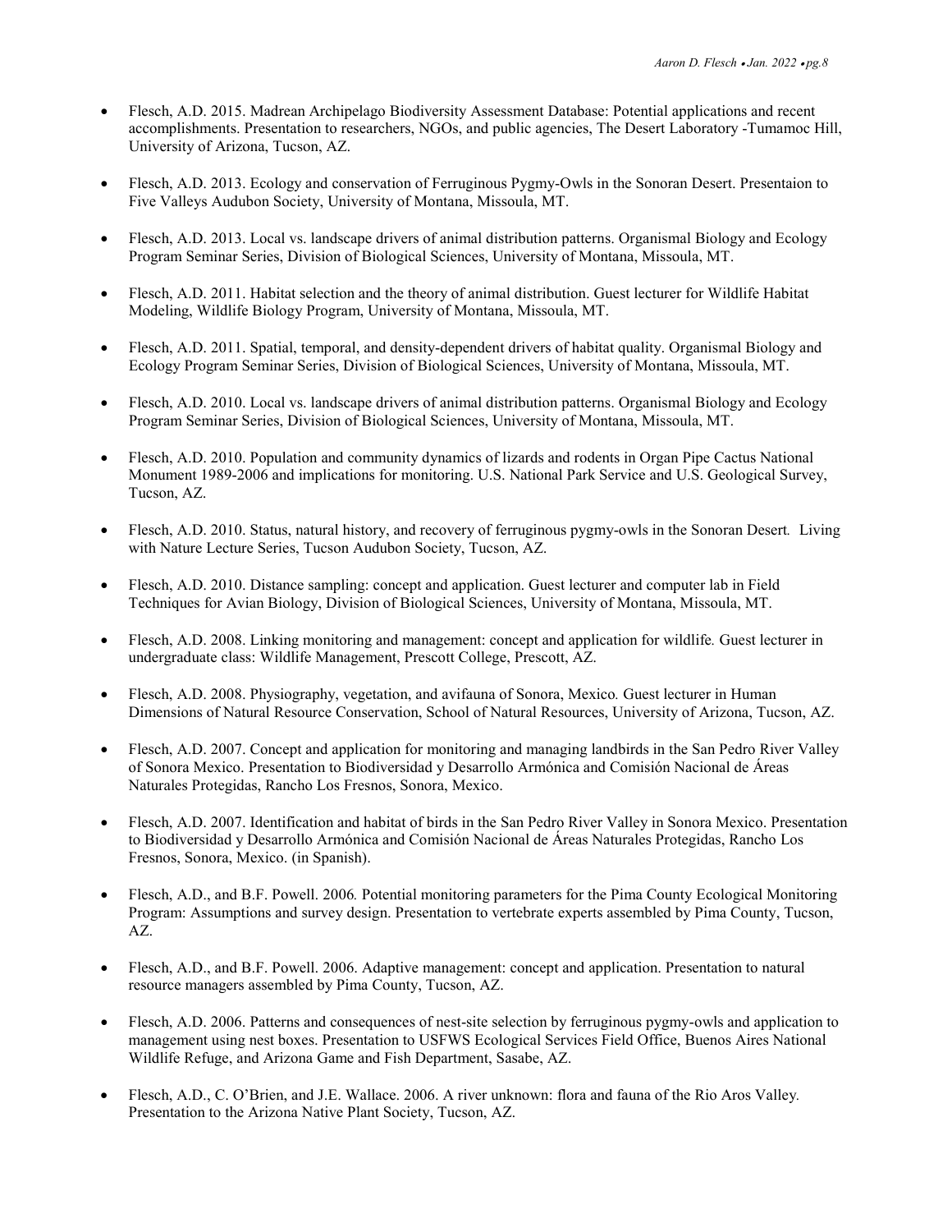- Flesch, A.D. 2015. Madrean Archipelago Biodiversity Assessment Database: Potential applications and recent accomplishments. Presentation to researchers, NGOs, and public agencies, The Desert Laboratory -Tumamoc Hill, University of Arizona, Tucson, AZ.

- Flesch, A.D. 2013. Ecology and conservation of Ferruginous Pygmy-Owls in the Sonoran Desert. Presentaion to Five Valleys Audubon Society, University of Montana, Missoula, MT.

- Flesch, A.D. 2013. Local vs. landscape drivers of animal distribution patterns. Organismal Biology and Ecology Program Seminar Series, Division of Biological Sciences, University of Montana, Missoula, MT.

- Flesch, A.D. 2011. Habitat selection and the theory of animal distribution. Guest lecturer for Wildlife Habitat Modeling, Wildlife Biology Program, University of Montana, Missoula, MT.

- Flesch, A.D. 2011. Spatial, temporal, and density-dependent drivers of habitat quality. Organismal Biology and Ecology Program Seminar Series, Division of Biological Sciences, University of Montana, Missoula, MT.

- Flesch, A.D. 2010. Local vs. landscape drivers of animal distribution patterns. Organismal Biology and Ecology Program Seminar Series, Division of Biological Sciences, University of Montana, Missoula, MT.

- Flesch, A.D. 2010. Population and community dynamics of lizards and rodents in Organ Pipe Cactus National Monument 1989-2006 and implications for monitoring. U.S. National Park Service and U.S. Geological Survey, Tucson, AZ.

- Flesch, A.D. 2010. Status, natural history, and recovery of ferruginous pygmy-owls in the Sonoran Desert. Living with Nature Lecture Series, Tucson Audubon Society, Tucson, AZ.

- Flesch, A.D. 2010. Distance sampling: concept and application. Guest lecturer and computer lab in Field Techniques for Avian Biology, Division of Biological Sciences, University of Montana, Missoula, MT.

- Flesch, A.D. 2008. Linking monitoring and management: concept and application for wildlife. Guest lecturer in undergraduate class: Wildlife Management, Prescott College, Prescott, AZ.

- Flesch, A.D. 2008. Physiography, vegetation, and avifauna of Sonora, Mexico. Guest lecturer in Human Dimensions of Natural Resource Conservation, School of Natural Resources, University of Arizona, Tucson, AZ.

- Flesch, A.D. 2007. Concept and application for monitoring and managing landbirds in the San Pedro River Valley of Sonora Mexico. Presentation to Biodiversidad y Desarrollo Armónica and Comisión Nacional de Áreas Naturales Protegidas, Rancho Los Fresnos, Sonora, Mexico.

- Flesch, A.D. 2007. Identification and habitat of birds in the San Pedro River Valley in Sonora Mexico. Presentation to Biodiversidad y Desarrollo Armónica and Comisión Nacional de Áreas Naturales Protegidas, Rancho Los Fresnos, Sonora, Mexico. (in Spanish).

- Flesch, A.D., and B.F. Powell. 2006. Potential monitoring parameters for the Pima County Ecological Monitoring Program: Assumptions and survey design. Presentation to vertebrate experts assembled by Pima County, Tucson, AZ.

- Flesch, A.D., and B.F. Powell. 2006. Adaptive management: concept and application. Presentation to natural resource managers assembled by Pima County, Tucson, AZ.

- Flesch, A.D. 2006. Patterns and consequences of nest-site selection by ferruginous pygmy-owls and application to management using nest boxes. Presentation to USFWS Ecological Services Field Office, Buenos Aires National Wildlife Refuge, and Arizona Game and Fish Department, Sasabe, AZ.

- Flesch, A.D., C. O'Brien, and J.E. Wallace. 2006. A river unknown: flora and fauna of the Rio Aros Valley. Presentation to the Arizona Native Plant Society, Tucson, AZ.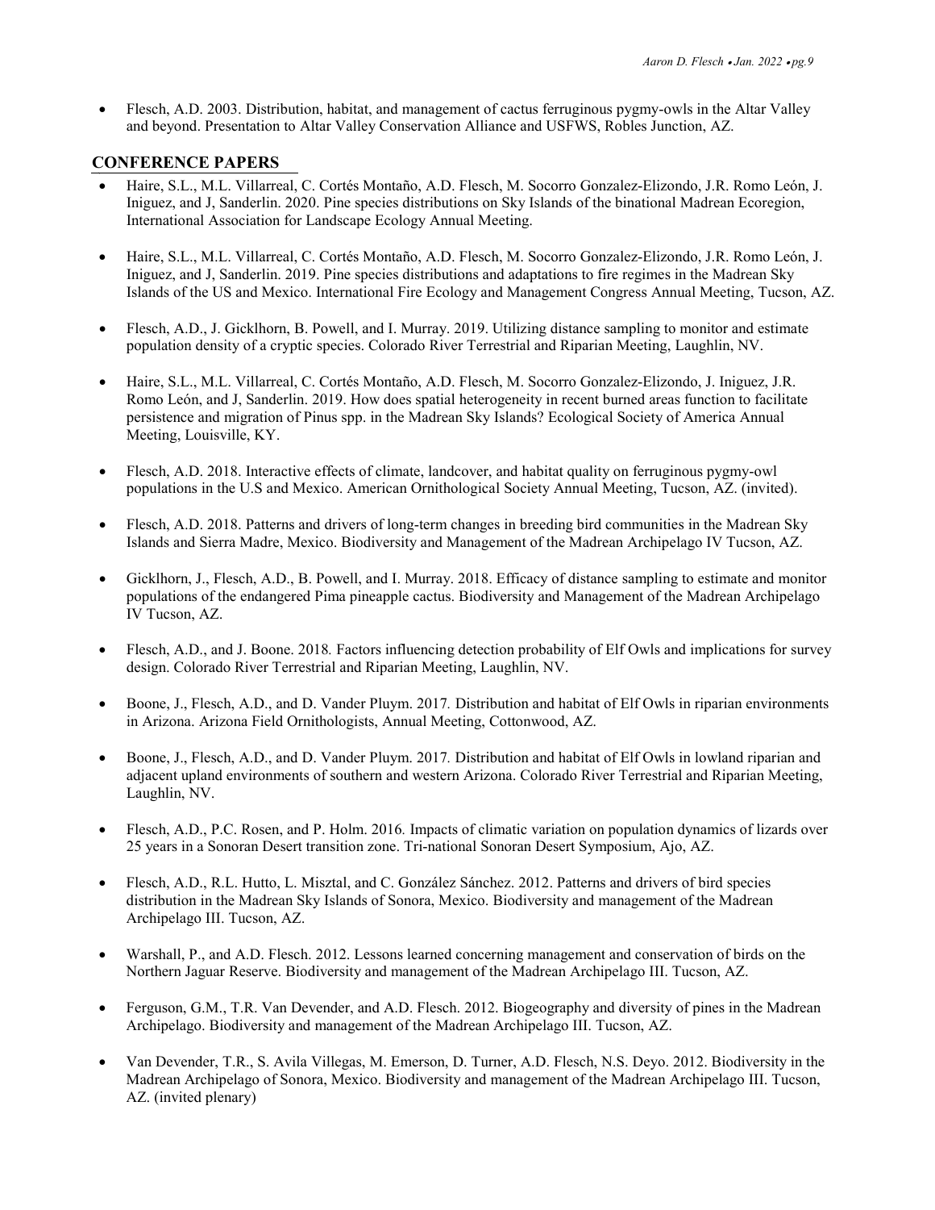- Flesch, A.D. 2003. Distribution, habitat, and management of cactus ferruginous pygmy-owls in the Altar Valley and beyond. Presentation to Altar Valley Conservation Alliance and USFWS, Robles Junction, AZ.

## CONFERENCE PAPERS

- Haire, S.L., M.L. Villarreal, C. Cortés Montaño, A.D. Flesch, M. Socorro Gonzalez-Elizondo, J.R. Romo León, J. Iniguez, and J, Sanderlin. 2020. Pine species distributions on Sky Islands of the binational Madrean Ecoregion, International Association for Landscape Ecology Annual Meeting.

- Haire, S.L., M.L. Villarreal, C. Cortés Montaño, A.D. Flesch, M. Socorro Gonzalez-Elizondo, J.R. Romo León, J. Iniguez, and J, Sanderlin. 2019. Pine species distributions and adaptations to fire regimes in the Madrean Sky Islands of the US and Mexico. International Fire Ecology and Management Congress Annual Meeting, Tucson, AZ.

- Flesch, A.D., J. Gicklhorn, B. Powell, and I. Murray. 2019. Utilizing distance sampling to monitor and estimate population density of a cryptic species. Colorado River Terrestrial and Riparian Meeting, Laughlin, NV.

- Haire, S.L., M.L. Villarreal, C. Cortés Montaño, A.D. Flesch, M. Socorro Gonzalez-Elizondo, J. Iniguez, J.R. Romo León, and J, Sanderlin. 2019. How does spatial heterogeneity in recent burned areas function to facilitate persistence and migration of Pinus spp. in the Madrean Sky Islands? Ecological Society of America Annual Meeting, Louisville, KY.

- Flesch, A.D. 2018. Interactive effects of climate, landcover, and habitat quality on ferruginous pygmy-owl populations in the U.S and Mexico. American Ornithological Society Annual Meeting, Tucson, AZ. (invited).

- Flesch, A.D. 2018. Patterns and drivers of long-term changes in breeding bird communities in the Madrean Sky Islands and Sierra Madre, Mexico. Biodiversity and Management of the Madrean Archipelago IV Tucson, AZ.

- Gicklhorn, J., Flesch, A.D., B. Powell, and I. Murray. 2018. Efficacy of distance sampling to estimate and monitor populations of the endangered Pima pineapple cactus. Biodiversity and Management of the Madrean Archipelago IV Tucson, AZ.

- Flesch, A.D., and J. Boone. 2018*.* Factors influencing detection probability of Elf Owls and implications for survey design. Colorado River Terrestrial and Riparian Meeting, Laughlin, NV.

- Boone, J., Flesch, A.D., and D. Vander Pluym. 2017*.* Distribution and habitat of Elf Owls in riparian environments in Arizona. Arizona Field Ornithologists, Annual Meeting, Cottonwood, AZ.

- Boone, J., Flesch, A.D., and D. Vander Pluym. 2017*.* Distribution and habitat of Elf Owls in lowland riparian and adjacent upland environments of southern and western Arizona. Colorado River Terrestrial and Riparian Meeting, Laughlin, NV.

- Flesch, A.D., P.C. Rosen, and P. Holm. 2016*.* Impacts of climatic variation on population dynamics of lizards over 25 years in a Sonoran Desert transition zone. Tri-national Sonoran Desert Symposium, Ajo, AZ.

- Flesch, A.D., R.L. Hutto, L. Misztal, and C. González Sánchez. 2012. Patterns and drivers of bird species distribution in the Madrean Sky Islands of Sonora, Mexico. Biodiversity and management of the Madrean Archipelago III. Tucson, AZ.

- Warshall, P., and A.D. Flesch. 2012. Lessons learned concerning management and conservation of birds on the Northern Jaguar Reserve. Biodiversity and management of the Madrean Archipelago III. Tucson, AZ.

- Ferguson, G.M., T.R. Van Devender, and A.D. Flesch. 2012. Biogeography and diversity of pines in the Madrean Archipelago. Biodiversity and management of the Madrean Archipelago III. Tucson, AZ.

- Van Devender, T.R., S. Avila Villegas, M. Emerson, D. Turner, A.D. Flesch, N.S. Deyo. 2012. Biodiversity in the Madrean Archipelago of Sonora, Mexico. Biodiversity and management of the Madrean Archipelago III. Tucson, AZ. (invited plenary)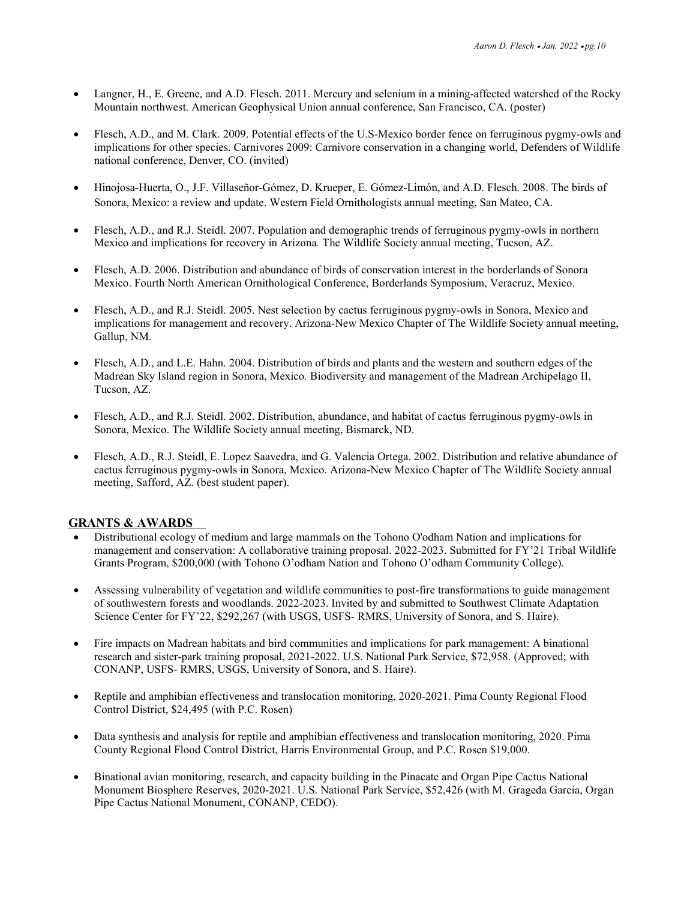- Langner, H., E. Greene, and A.D. Flesch. 2011. Mercury and selenium in a mining-affected watershed of the Rocky Mountain northwest. American Geophysical Union annual conference, San Francisco, CA. (poster)

- Flesch, A.D., and M. Clark. 2009. Potential effects of the U.S-Mexico border fence on ferruginous pygmy-owls and implications for other species. Carnivores 2009: Carnivore conservation in a changing world, Defenders of Wildlife national conference, Denver, CO. (invited)

- Hinojosa-Huerta, O., J.F. Villaseñor-Gómez, D. Krueper, E. Gómez-Limón, and A.D. Flesch. 2008. The birds of Sonora, Mexico: a review and update. Western Field Ornithologists annual meeting, San Mateo, CA.

- Flesch, A.D., and R.J. Steidl. 2007. Population and demographic trends of ferruginous pygmy-owls in northern Mexico and implications for recovery in Arizona*.* The Wildlife Society annual meeting, Tucson, AZ.

- Flesch, A.D. 2006. Distribution and abundance of birds of conservation interest in the borderlands of Sonora Mexico. Fourth North American Ornithological Conference, Borderlands Symposium, Veracruz, Mexico.

- Flesch, A.D., and R.J. Steidl. 2005. Nest selection by cactus ferruginous pygmy-owls in Sonora, Mexico and implications for management and recovery. Arizona-New Mexico Chapter of The Wildlife Society annual meeting, Gallup, NM.

- Flesch, A.D., and L.E. Hahn. 2004. Distribution of birds and plants and the western and southern edges of the Madrean Sky Island region in Sonora, Mexico*.* Biodiversity and management of the Madrean Archipelago II, Tucson, AZ.

- Flesch, A.D., and R.J. Steidl. 2002. Distribution, abundance, and habitat of cactus ferruginous pygmy-owls in Sonora, Mexico. The Wildlife Society annual meeting, Bismarck, ND.

- Flesch, A.D., R.J. Steidl, E. Lopez Saavedra, and G. Valencia Ortega. 2002. Distribution and relative abundance of cactus ferruginous pygmy-owls in Sonora, Mexico. Arizona-New Mexico Chapter of The Wildlife Society annual meeting, Safford, AZ. (best student paper).

## GRANTS & AWARDS

- Distributional ecology of medium and large mammals on the Tohono O'odham Nation and implications for management and conservation: A collaborative training proposal. 2022-2023. Submitted for FY'21 Tribal Wildlife Grants Program, $200,000 (with Tohono O'odham Nation and Tohono O'odham Community College).

- Assessing vulnerability of vegetation and wildlife communities to post-fire transformations to guide management of southwestern forests and woodlands. 2022-2023. Invited by and submitted to Southwest Climate Adaptation Science Center for FY'22, $292,267 (with USGS, USFS- RMRS, University of Sonora, and S. Haire).

- Fire impacts on Madrean habitats and bird communities and implications for park management: A binational research and sister-park training proposal, 2021-2022. U.S. National Park Service, $72,958. (Approved; with CONANP, USFS- RMRS, USGS, University of Sonora, and S. Haire).

- Reptile and amphibian effectiveness and translocation monitoring, 2020-2021. Pima County Regional Flood Control District, $24,495 (with P.C. Rosen)

- Data synthesis and analysis for reptile and amphibian effectiveness and translocation monitoring, 2020. Pima County Regional Flood Control District, Harris Environmental Group, and P.C. Rosen $19,000.

- Binational avian monitoring, research, and capacity building in the Pinacate and Organ Pipe Cactus National Monument Biosphere Reserves, 2020-2021. U.S. National Park Service, $52,426 (with M. Grageda Garcia, Organ Pipe Cactus National Monument, CONANP, CEDO).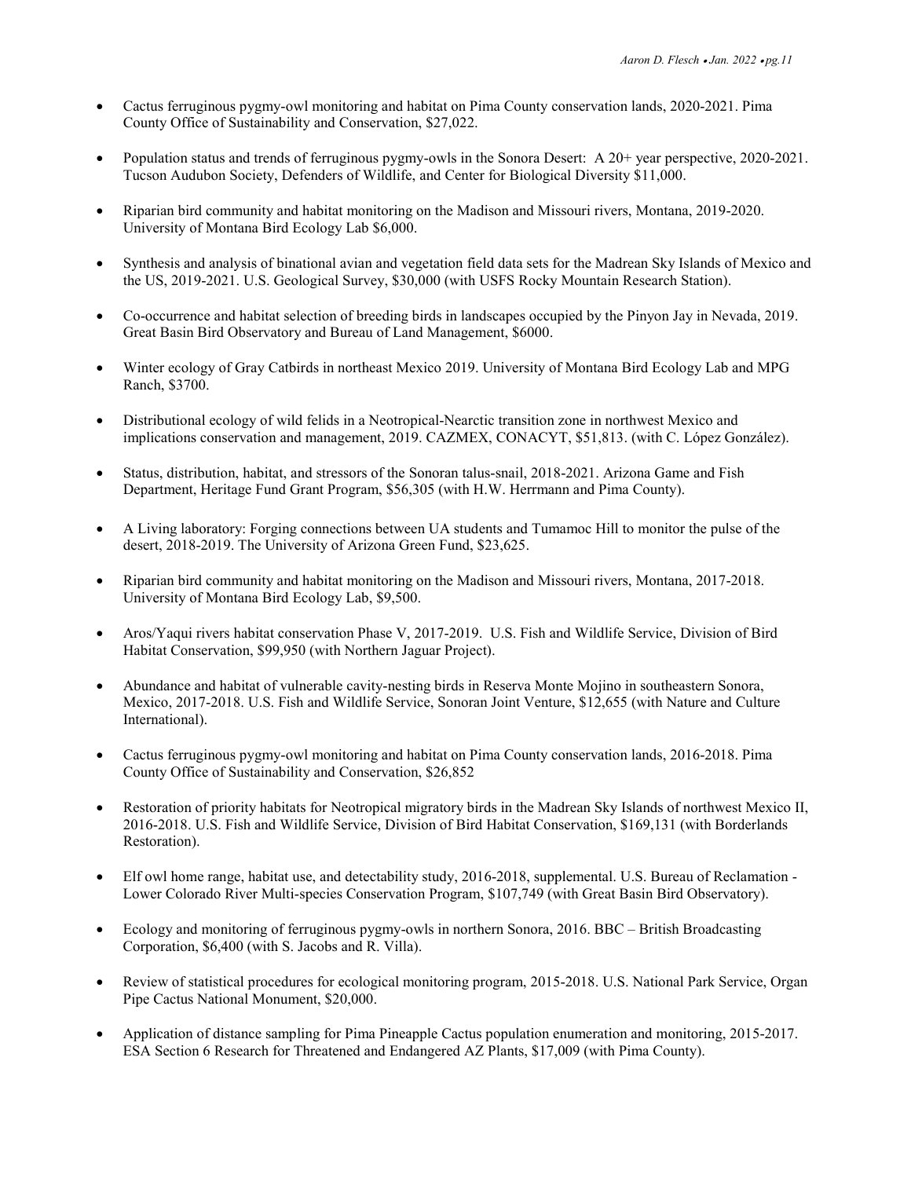- Cactus ferruginous pygmy-owl monitoring and habitat on Pima County conservation lands, 2020-2021. Pima County Office of Sustainability and Conservation, $27,022.

- Population status and trends of ferruginous pygmy-owls in the Sonora Desert: A 20+ year perspective, 2020-2021. Tucson Audubon Society, Defenders of Wildlife, and Center for Biological Diversity $11,000.

- Riparian bird community and habitat monitoring on the Madison and Missouri rivers, Montana, 2019-2020. University of Montana Bird Ecology Lab $6,000.

- Synthesis and analysis of binational avian and vegetation field data sets for the Madrean Sky Islands of Mexico and the US, 2019-2021. U.S. Geological Survey, $30,000 (with USFS Rocky Mountain Research Station).

- Co-occurrence and habitat selection of breeding birds in landscapes occupied by the Pinyon Jay in Nevada, 2019. Great Basin Bird Observatory and Bureau of Land Management, $6000.

- Winter ecology of Gray Catbirds in northeast Mexico 2019. University of Montana Bird Ecology Lab and MPG Ranch, $3700.

- Distributional ecology of wild felids in a Neotropical-Nearctic transition zone in northwest Mexico and implications conservation and management, 2019. CAZMEX, CONACYT, $51,813. (with C. López González).

- Status, distribution, habitat, and stressors of the Sonoran talus-snail, 2018-2021. Arizona Game and Fish Department, Heritage Fund Grant Program, $56,305 (with H.W. Herrmann and Pima County).

- A Living laboratory: Forging connections between UA students and Tumamoc Hill to monitor the pulse of the desert, 2018-2019. The University of Arizona Green Fund, $23,625.

- Riparian bird community and habitat monitoring on the Madison and Missouri rivers, Montana, 2017-2018. University of Montana Bird Ecology Lab, $9,500.

- Aros/Yaqui rivers habitat conservation Phase V, 2017-2019. U.S. Fish and Wildlife Service, Division of Bird Habitat Conservation, $99,950 (with Northern Jaguar Project).

- Abundance and habitat of vulnerable cavity-nesting birds in Reserva Monte Mojino in southeastern Sonora, Mexico, 2017-2018. U.S. Fish and Wildlife Service, Sonoran Joint Venture, $12,655 (with Nature and Culture International).

- Cactus ferruginous pygmy-owl monitoring and habitat on Pima County conservation lands, 2016-2018. Pima County Office of Sustainability and Conservation, $26,852

- Restoration of priority habitats for Neotropical migratory birds in the Madrean Sky Islands of northwest Mexico II, 2016-2018. U.S. Fish and Wildlife Service, Division of Bird Habitat Conservation, $169,131 (with Borderlands Restoration).

- Elf owl home range, habitat use, and detectability study, 2016-2018, supplemental. U.S. Bureau of Reclamation - Lower Colorado River Multi-species Conservation Program, $107,749 (with Great Basin Bird Observatory).

- Ecology and monitoring of ferruginous pygmy-owls in northern Sonora, 2016. BBC – British Broadcasting Corporation, $6,400 (with S. Jacobs and R. Villa).

- Review of statistical procedures for ecological monitoring program, 2015-2018. U.S. National Park Service, Organ Pipe Cactus National Monument, $20,000.

- Application of distance sampling for Pima Pineapple Cactus population enumeration and monitoring, 2015-2017. ESA Section 6 Research for Threatened and Endangered AZ Plants, $17,009 (with Pima County).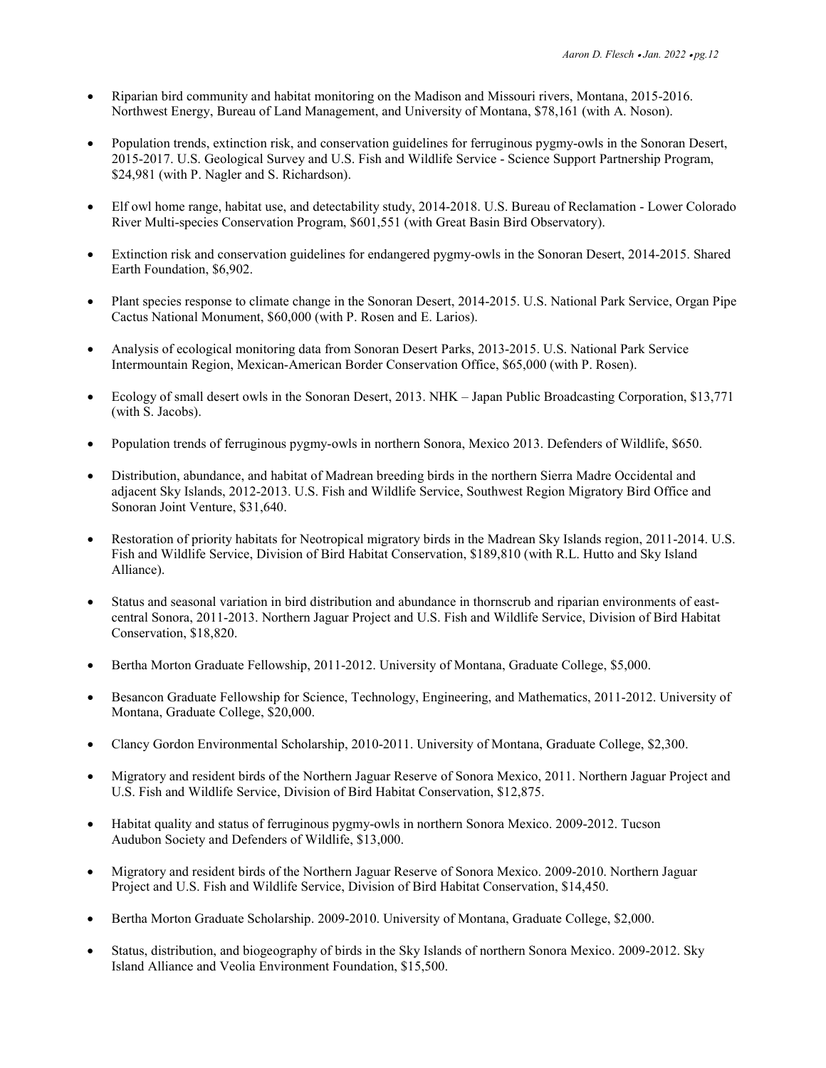- Riparian bird community and habitat monitoring on the Madison and Missouri rivers, Montana, 2015-2016. Northwest Energy, Bureau of Land Management, and University of Montana, $78,161 (with A. Noson).

- Population trends, extinction risk, and conservation guidelines for ferruginous pygmy-owls in the Sonoran Desert, 2015-2017. U.S. Geological Survey and U.S. Fish and Wildlife Service - Science Support Partnership Program, $24,981 (with P. Nagler and S. Richardson).

- Elf owl home range, habitat use, and detectability study, 2014-2018. U.S. Bureau of Reclamation - Lower Colorado River Multi-species Conservation Program, $601,551 (with Great Basin Bird Observatory).

- Extinction risk and conservation guidelines for endangered pygmy-owls in the Sonoran Desert, 2014-2015. Shared Earth Foundation, $6,902.

- Plant species response to climate change in the Sonoran Desert, 2014-2015. U.S. National Park Service, Organ Pipe Cactus National Monument, $60,000 (with P. Rosen and E. Larios).

- Analysis of ecological monitoring data from Sonoran Desert Parks, 2013-2015. U.S. National Park Service Intermountain Region, Mexican-American Border Conservation Office, $65,000 (with P. Rosen).

- Ecology of small desert owls in the Sonoran Desert, 2013. NHK – Japan Public Broadcasting Corporation, $13,771 (with S. Jacobs).

- Population trends of ferruginous pygmy-owls in northern Sonora, Mexico 2013. Defenders of Wildlife, $650.

- Distribution, abundance, and habitat of Madrean breeding birds in the northern Sierra Madre Occidental and adjacent Sky Islands, 2012-2013. U.S. Fish and Wildlife Service, Southwest Region Migratory Bird Office and Sonoran Joint Venture, $31,640.

- Restoration of priority habitats for Neotropical migratory birds in the Madrean Sky Islands region, 2011-2014. U.S. Fish and Wildlife Service, Division of Bird Habitat Conservation, $189,810 (with R.L. Hutto and Sky Island Alliance).

- Status and seasonal variation in bird distribution and abundance in thornscrub and riparian environments of east-central Sonora, 2011-2013. Northern Jaguar Project and U.S. Fish and Wildlife Service, Division of Bird Habitat Conservation, $18,820.

- Bertha Morton Graduate Fellowship, 2011-2012. University of Montana, Graduate College, $5,000.

- Besancon Graduate Fellowship for Science, Technology, Engineering, and Mathematics, 2011-2012. University of Montana, Graduate College, $20,000.

- Clancy Gordon Environmental Scholarship, 2010-2011. University of Montana, Graduate College, $2,300.

- Migratory and resident birds of the Northern Jaguar Reserve of Sonora Mexico, 2011. Northern Jaguar Project and U.S. Fish and Wildlife Service, Division of Bird Habitat Conservation, $12,875.

- Habitat quality and status of ferruginous pygmy-owls in northern Sonora Mexico. 2009-2012. Tucson Audubon Society and Defenders of Wildlife, $13,000.

- Migratory and resident birds of the Northern Jaguar Reserve of Sonora Mexico. 2009-2010. Northern Jaguar Project and U.S. Fish and Wildlife Service, Division of Bird Habitat Conservation, $14,450.

- Bertha Morton Graduate Scholarship. 2009-2010. University of Montana, Graduate College, $2,000.

- Status, distribution, and biogeography of birds in the Sky Islands of northern Sonora Mexico. 2009-2012. Sky Island Alliance and Veolia Environment Foundation, $15,500.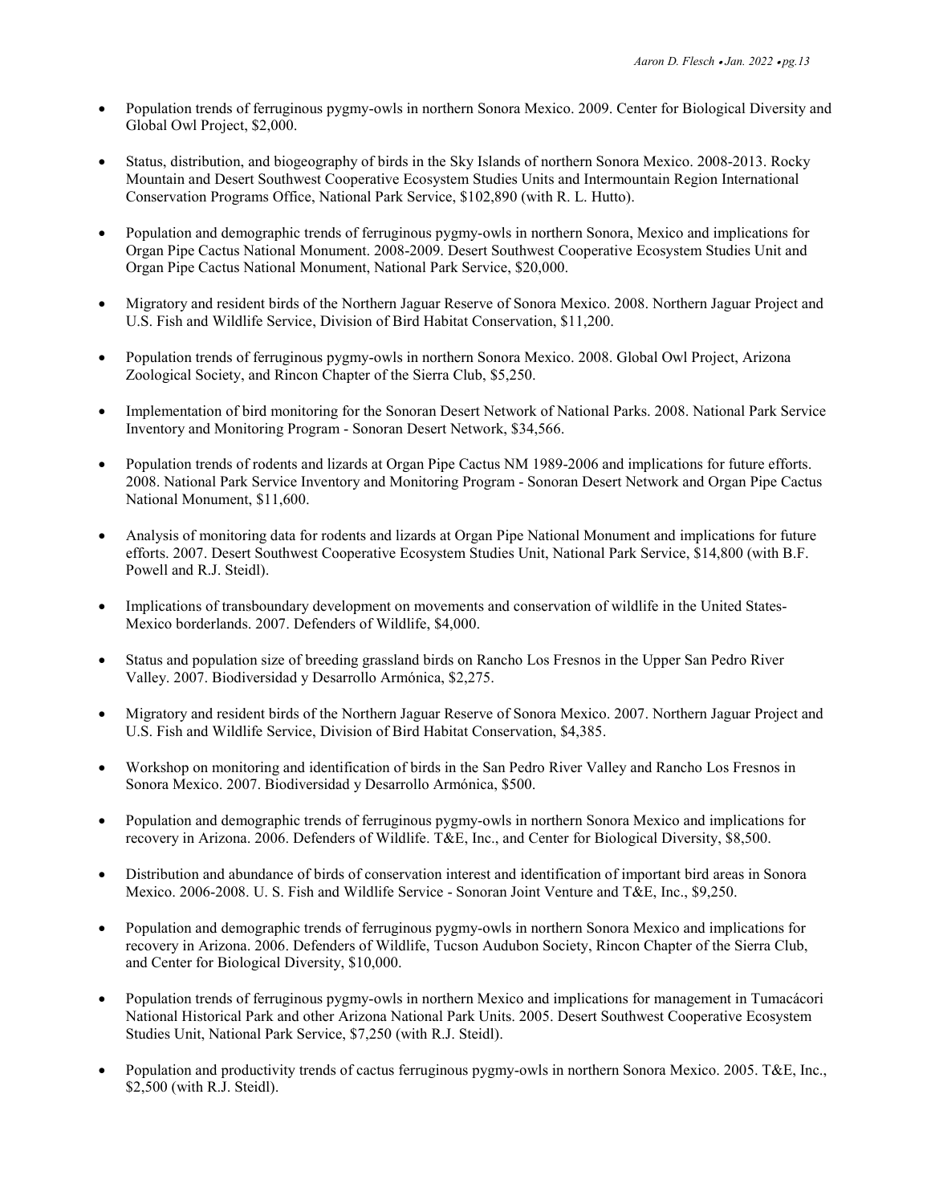- Population trends of ferruginous pygmy-owls in northern Sonora Mexico. 2009. Center for Biological Diversity and Global Owl Project, $2,000.

- Status, distribution, and biogeography of birds in the Sky Islands of northern Sonora Mexico. 2008-2013. Rocky Mountain and Desert Southwest Cooperative Ecosystem Studies Units and Intermountain Region International Conservation Programs Office, National Park Service, $102,890 (with R. L. Hutto).

- Population and demographic trends of ferruginous pygmy-owls in northern Sonora, Mexico and implications for Organ Pipe Cactus National Monument. 2008-2009. Desert Southwest Cooperative Ecosystem Studies Unit and Organ Pipe Cactus National Monument, National Park Service, $20,000.

- Migratory and resident birds of the Northern Jaguar Reserve of Sonora Mexico. 2008. Northern Jaguar Project and U.S. Fish and Wildlife Service, Division of Bird Habitat Conservation, $11,200.

- Population trends of ferruginous pygmy-owls in northern Sonora Mexico. 2008. Global Owl Project, Arizona Zoological Society, and Rincon Chapter of the Sierra Club, $5,250.

- Implementation of bird monitoring for the Sonoran Desert Network of National Parks. 2008. National Park Service Inventory and Monitoring Program - Sonoran Desert Network, $34,566.

- Population trends of rodents and lizards at Organ Pipe Cactus NM 1989-2006 and implications for future efforts. 2008. National Park Service Inventory and Monitoring Program - Sonoran Desert Network and Organ Pipe Cactus National Monument, $11,600.

- Analysis of monitoring data for rodents and lizards at Organ Pipe National Monument and implications for future efforts. 2007. Desert Southwest Cooperative Ecosystem Studies Unit, National Park Service, $14,800 (with B.F. Powell and R.J. Steidl).

- Implications of transboundary development on movements and conservation of wildlife in the United States-Mexico borderlands. 2007. Defenders of Wildlife, $4,000.

- Status and population size of breeding grassland birds on Rancho Los Fresnos in the Upper San Pedro River Valley. 2007. Biodiversidad y Desarrollo Armónica, $2,275.

- Migratory and resident birds of the Northern Jaguar Reserve of Sonora Mexico. 2007. Northern Jaguar Project and U.S. Fish and Wildlife Service, Division of Bird Habitat Conservation, $4,385.

- Workshop on monitoring and identification of birds in the San Pedro River Valley and Rancho Los Fresnos in Sonora Mexico. 2007. Biodiversidad y Desarrollo Armónica, $500.

- Population and demographic trends of ferruginous pygmy-owls in northern Sonora Mexico and implications for recovery in Arizona. 2006. Defenders of Wildlife. T&E, Inc., and Center for Biological Diversity, $8,500.

- Distribution and abundance of birds of conservation interest and identification of important bird areas in Sonora Mexico. 2006-2008. U. S. Fish and Wildlife Service - Sonoran Joint Venture and T&E, Inc., $9,250.

- Population and demographic trends of ferruginous pygmy-owls in northern Sonora Mexico and implications for recovery in Arizona. 2006. Defenders of Wildlife, Tucson Audubon Society, Rincon Chapter of the Sierra Club, and Center for Biological Diversity, $10,000.

- Population trends of ferruginous pygmy-owls in northern Mexico and implications for management in Tumacácori National Historical Park and other Arizona National Park Units. 2005. Desert Southwest Cooperative Ecosystem Studies Unit, National Park Service, $7,250 (with R.J. Steidl).

- Population and productivity trends of cactus ferruginous pygmy-owls in northern Sonora Mexico. 2005. T&E, Inc., $2,500 (with R.J. Steidl).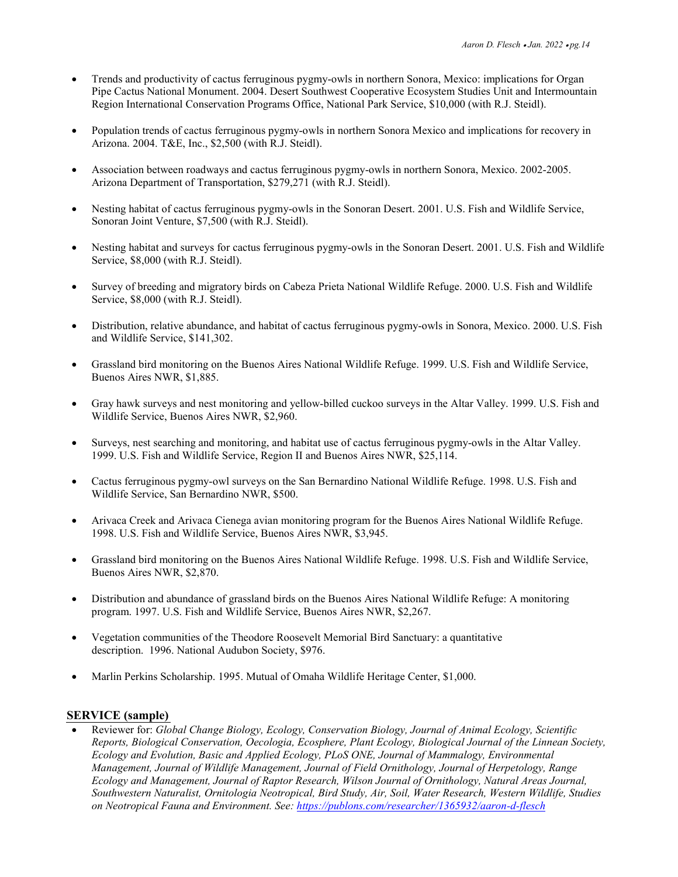- Trends and productivity of cactus ferruginous pygmy-owls in northern Sonora, Mexico: implications for Organ Pipe Cactus National Monument. 2004. Desert Southwest Cooperative Ecosystem Studies Unit and Intermountain Region International Conservation Programs Office, National Park Service, $10,000 (with R.J. Steidl).

- Population trends of cactus ferruginous pygmy-owls in northern Sonora Mexico and implications for recovery in Arizona. 2004. T&E, Inc., $2,500 (with R.J. Steidl).

- Association between roadways and cactus ferruginous pygmy-owls in northern Sonora, Mexico. 2002-2005. Arizona Department of Transportation, $279,271 (with R.J. Steidl).

- Nesting habitat of cactus ferruginous pygmy-owls in the Sonoran Desert. 2001. U.S. Fish and Wildlife Service, Sonoran Joint Venture, $7,500 (with R.J. Steidl).

- Nesting habitat and surveys for cactus ferruginous pygmy-owls in the Sonoran Desert. 2001. U.S. Fish and Wildlife Service, $8,000 (with R.J. Steidl).

- Survey of breeding and migratory birds on Cabeza Prieta National Wildlife Refuge. 2000. U.S. Fish and Wildlife Service, $8,000 (with R.J. Steidl).

- Distribution, relative abundance, and habitat of cactus ferruginous pygmy-owls in Sonora, Mexico. 2000. U.S. Fish and Wildlife Service, $141,302.

- Grassland bird monitoring on the Buenos Aires National Wildlife Refuge. 1999. U.S. Fish and Wildlife Service, Buenos Aires NWR, $1,885.

- Gray hawk surveys and nest monitoring and yellow-billed cuckoo surveys in the Altar Valley. 1999. U.S. Fish and Wildlife Service, Buenos Aires NWR, $2,960.

- Surveys, nest searching and monitoring, and habitat use of cactus ferruginous pygmy-owls in the Altar Valley. 1999. U.S. Fish and Wildlife Service, Region II and Buenos Aires NWR, $25,114.

- Cactus ferruginous pygmy-owl surveys on the San Bernardino National Wildlife Refuge. 1998. U.S. Fish and Wildlife Service, San Bernardino NWR, $500.

- Arivaca Creek and Arivaca Cienega avian monitoring program for the Buenos Aires National Wildlife Refuge. 1998. U.S. Fish and Wildlife Service, Buenos Aires NWR, $3,945.

- Grassland bird monitoring on the Buenos Aires National Wildlife Refuge. 1998. U.S. Fish and Wildlife Service, Buenos Aires NWR, $2,870.

- Distribution and abundance of grassland birds on the Buenos Aires National Wildlife Refuge: A monitoring program. 1997. U.S. Fish and Wildlife Service, Buenos Aires NWR, $2,267.

- Vegetation communities of the Theodore Roosevelt Memorial Bird Sanctuary: a quantitative description. 1996. National Audubon Society, $976.

- Marlin Perkins Scholarship. 1995. Mutual of Omaha Wildlife Heritage Center, $1,000.

## SERVICE (sample)

- Reviewer for: *Global Change Biology, Ecology, Conservation Biology, Journal of Animal Ecology, Scientific Reports, Biological Conservation, Oecologia, Ecosphere, Plant Ecology, Biological Journal of the Linnean Society, Ecology and Evolution, Basic and Applied Ecology, PLoS ONE, Journal of Mammalogy, Environmental Management, Journal of Wildlife Management, Journal of Field Ornithology, Journal of Herpetology, Range Ecology and Management, Journal of Raptor Research, Wilson Journal of Ornithology, Natural Areas Journal, Southwestern Naturalist, Ornitologia Neotropical, Bird Study, Air, Soil, Water Research, Western Wildlife, Studies on Neotropical Fauna and Environment. See: https://publons.com/researcher/1365932/aaron-d-flesch*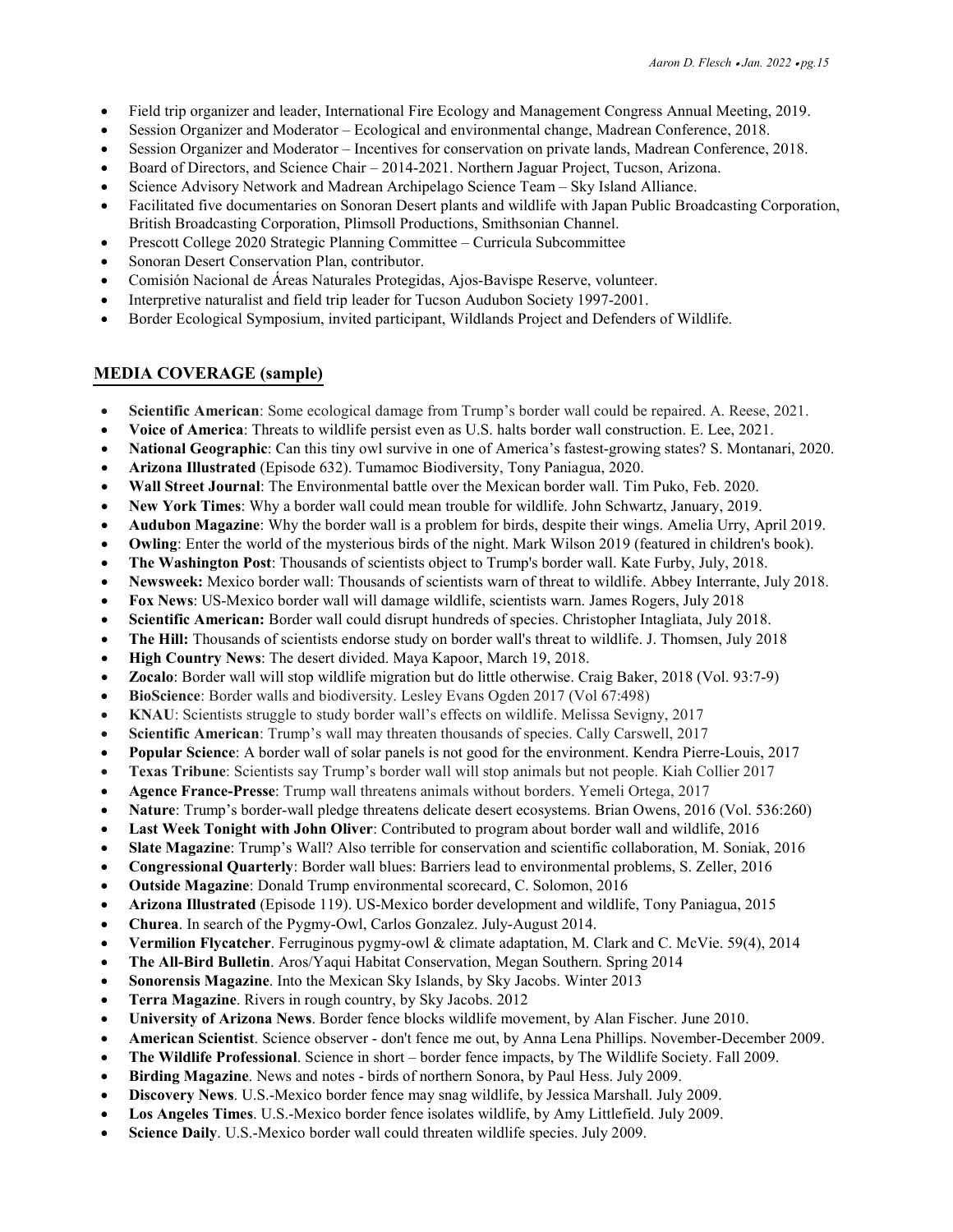- Field trip organizer and leader, International Fire Ecology and Management Congress Annual Meeting, 2019.
- Session Organizer and Moderator – Ecological and environmental change, Madrean Conference, 2018.
- Session Organizer and Moderator – Incentives for conservation on private lands, Madrean Conference, 2018.
- Board of Directors, and Science Chair – 2014-2021. Northern Jaguar Project, Tucson, Arizona.
- Science Advisory Network and Madrean Archipelago Science Team – Sky Island Alliance.
- Facilitated five documentaries on Sonoran Desert plants and wildlife with Japan Public Broadcasting Corporation, British Broadcasting Corporation, Plimsoll Productions, Smithsonian Channel.
- Prescott College 2020 Strategic Planning Committee – Curricula Subcommittee
- Sonoran Desert Conservation Plan, contributor.
- Comisión Nacional de Áreas Naturales Protegidas, Ajos-Bavispe Reserve, volunteer.
- Interpretive naturalist and field trip leader for Tucson Audubon Society 1997-2001.
- Border Ecological Symposium, invited participant, Wildlands Project and Defenders of Wildlife.

## MEDIA COVERAGE (sample)

- **Scientific American**: Some ecological damage from Trump's border wall could be repaired. A. Reese, 2021.
- **Voice of America**: Threats to wildlife persist even as U.S. halts border wall construction. E. Lee, 2021.
- **National Geographic**: Can this tiny owl survive in one of America's fastest-growing states? S. Montanari, 2020.
- **Arizona Illustrated** (Episode 632). Tumamoc Biodiversity, Tony Paniagua, 2020.
- **Wall Street Journal**: The Environmental battle over the Mexican border wall. Tim Puko, Feb. 2020.
- **New York Times**: Why a border wall could mean trouble for wildlife. John Schwartz, January, 2019.
- **Audubon Magazine**: Why the border wall is a problem for birds, despite their wings. Amelia Urry, April 2019.
- **Owling**: Enter the world of the mysterious birds of the night. Mark Wilson 2019 (featured in children's book).
- **The Washington Post**: Thousands of scientists object to Trump's border wall. Kate Furby, July, 2018.
- **Newsweek:** Mexico border wall: Thousands of scientists warn of threat to wildlife. Abbey Interrante, July 2018.
- **Fox News**: US-Mexico border wall will damage wildlife, scientists warn. James Rogers, July 2018
- **Scientific American:** Border wall could disrupt hundreds of species. Christopher Intagliata, July 2018.
- **The Hill:** Thousands of scientists endorse study on border wall's threat to wildlife. J. Thomsen, July 2018
- **High Country News**: The desert divided. Maya Kapoor, March 19, 2018.
- **Zocalo**: Border wall will stop wildlife migration but do little otherwise. Craig Baker, 2018 (Vol. 93:7-9)
- **BioScience**: Border walls and biodiversity. Lesley Evans Ogden 2017 (Vol 67:498)
- **KNAU**: Scientists struggle to study border wall's effects on wildlife. Melissa Sevigny, 2017
- **Scientific American**: Trump's wall may threaten thousands of species. Cally Carswell, 2017
- **Popular Science**: A border wall of solar panels is not good for the environment. Kendra Pierre-Louis, 2017
- **Texas Tribune**: Scientists say Trump's border wall will stop animals but not people. Kiah Collier 2017
- **Agence France-Presse**: Trump wall threatens animals without borders. Yemeli Ortega, 2017
- **Nature**: Trump's border-wall pledge threatens delicate desert ecosystems. Brian Owens, 2016 (Vol. 536:260)
- **Last Week Tonight with John Oliver**: Contributed to program about border wall and wildlife, 2016
- **Slate Magazine**: Trump's Wall? Also terrible for conservation and scientific collaboration, M. Soniak, 2016
- **Congressional Quarterly**: Border wall blues: Barriers lead to environmental problems, S. Zeller, 2016
- **Outside Magazine**: Donald Trump environmental scorecard, C. Solomon, 2016
- **Arizona Illustrated** (Episode 119). US-Mexico border development and wildlife, Tony Paniagua, 2015
- **Churea**. In search of the Pygmy-Owl, Carlos Gonzalez. July-August 2014.
- **Vermilion Flycatcher**. Ferruginous pygmy-owl & climate adaptation, M. Clark and C. McVie. 59(4), 2014
- **The All-Bird Bulletin**. Aros/Yaqui Habitat Conservation, Megan Southern. Spring 2014
- **Sonorensis Magazine**. Into the Mexican Sky Islands, by Sky Jacobs. Winter 2013
- **Terra Magazine**. Rivers in rough country, by Sky Jacobs. 2012
- **University of Arizona News**. Border fence blocks wildlife movement, by Alan Fischer. June 2010.
- **American Scientist**. Science observer - don't fence me out, by Anna Lena Phillips. November-December 2009.
- **The Wildlife Professional**. Science in short – border fence impacts, by The Wildlife Society. Fall 2009.
- **Birding Magazine**. News and notes - birds of northern Sonora, by Paul Hess. July 2009.
- **Discovery News**. U.S.-Mexico border fence may snag wildlife, by Jessica Marshall. July 2009.
- **Los Angeles Times**. U.S.-Mexico border fence isolates wildlife, by Amy Littlefield. July 2009.
- **Science Daily**. U.S.-Mexico border wall could threaten wildlife species. July 2009.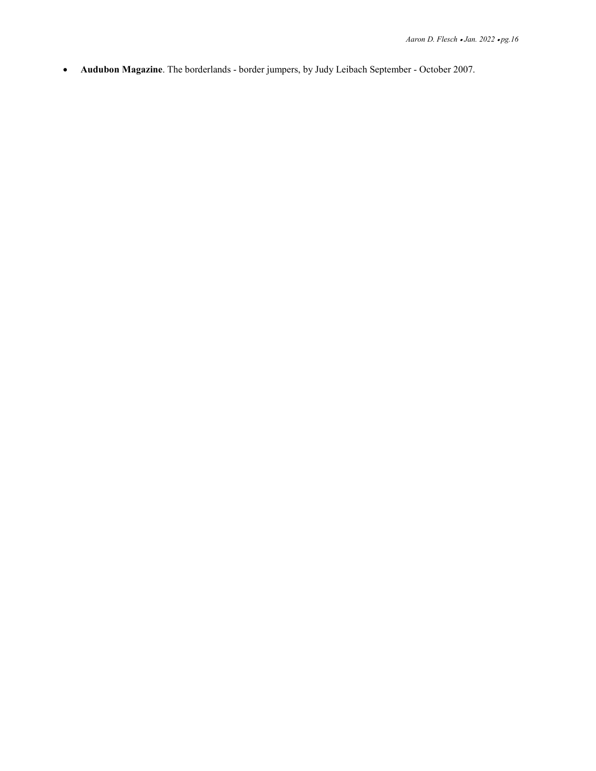- **Audubon Magazine**. The borderlands - border jumpers, by Judy Leibach September - October 2007.